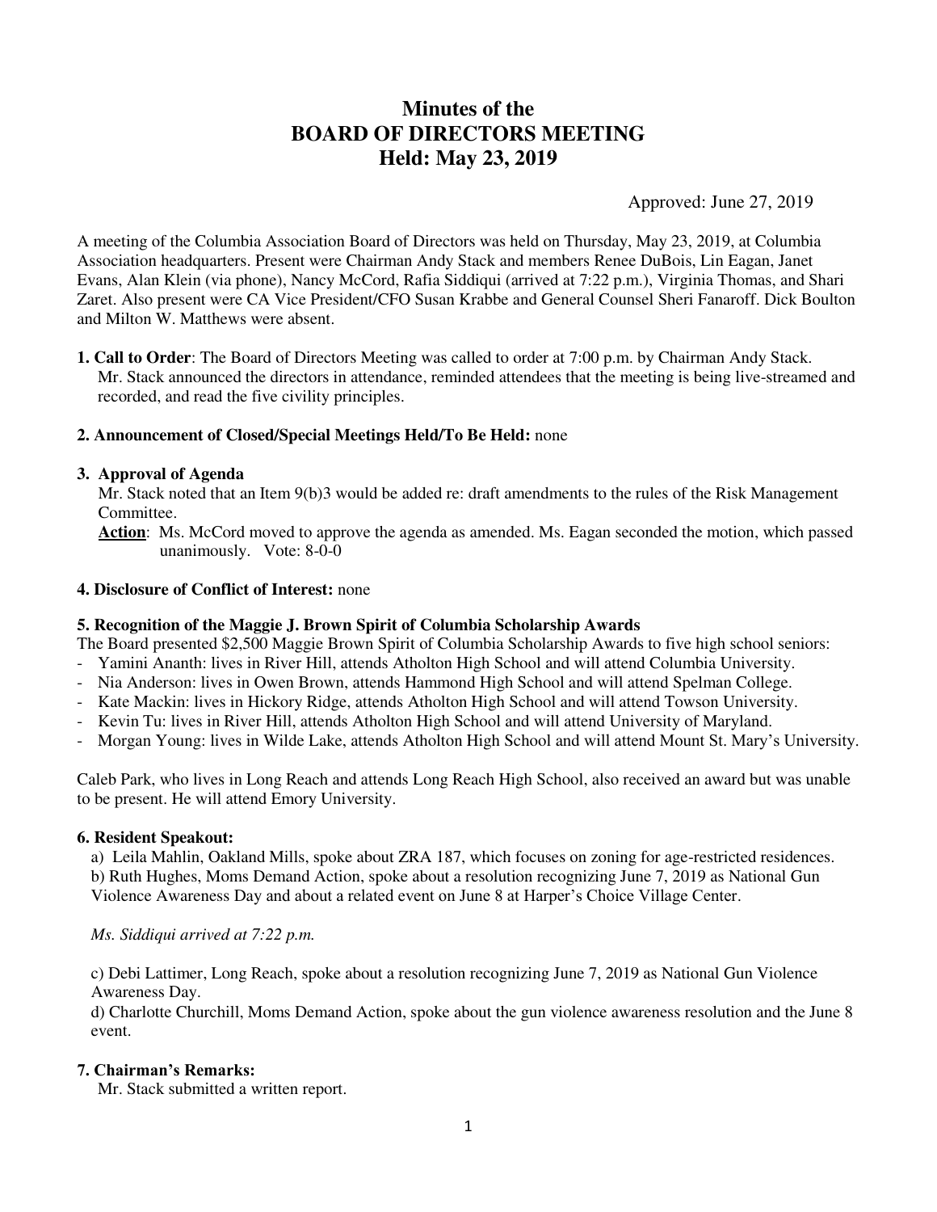# Minutes of the BOARD OF DIRECTORS MEETING Held: May 23, 2019

Approved: June 27, 2019

A meeting of the Columbia Association Board of Directors was held on Thursday, May 23, 2019, at Columbia Association headquarters. Present were Chairman Andy Stack and members Renee DuBois, Lin Eagan, Janet Evans, Alan Klein (via phone), Nancy McCord, Rafia Siddiqui (arrived at 7:22 p.m.), Virginia Thomas, and Shari Zaret. Also present were CA Vice President/CFO Susan Krabbe and General Counsel Sheri Fanaroff. Dick Boulton and Milton W. Matthews were absent.

**1. Call to Order**: The Board of Directors Meeting was called to order at 7:00 p.m. by Chairman Andy Stack. Mr. Stack announced the directors in attendance, reminded attendees that the meeting is being live-streamed and recorded, and read the five civility principles.

**2. Announcement of Closed/Special Meetings Held/To Be Held:** none

**3. Approval of Agenda**

Mr. Stack noted that an Item 9(b)3 would be added re: draft amendments to the rules of the Risk Management Committee.

**Action**: Ms. McCord moved to approve the agenda as amended. Ms. Eagan seconded the motion, which passed unanimously. Vote: 8-0-0

**4. Disclosure of Conflict of Interest:** none

**5. Recognition of the Maggie J. Brown Spirit of Columbia Scholarship Awards**

The Board presented $2,500 Maggie Brown Spirit of Columbia Scholarship Awards to five high school seniors:

- Yamini Ananth: lives in River Hill, attends Atholton High School and will attend Columbia University.
- Nia Anderson: lives in Owen Brown, attends Hammond High School and will attend Spelman College.
- Kate Mackin: lives in Hickory Ridge, attends Atholton High School and will attend Towson University.
- Kevin Tu: lives in River Hill, attends Atholton High School and will attend University of Maryland.
- Morgan Young: lives in Wilde Lake, attends Atholton High School and will attend Mount St. Mary's University.

Caleb Park, who lives in Long Reach and attends Long Reach High School, also received an award but was unable to be present. He will attend Emory University.

**6. Resident Speakout:**

a) Leila Mahlin, Oakland Mills, spoke about ZRA 187, which focuses on zoning for age-restricted residences.
b) Ruth Hughes, Moms Demand Action, spoke about a resolution recognizing June 7, 2019 as National Gun Violence Awareness Day and about a related event on June 8 at Harper's Choice Village Center.

*Ms. Siddiqui arrived at 7:22 p.m.*

c) Debi Lattimer, Long Reach, spoke about a resolution recognizing June 7, 2019 as National Gun Violence Awareness Day.
d) Charlotte Churchill, Moms Demand Action, spoke about the gun violence awareness resolution and the June 8 event.

**7. Chairman's Remarks:**

Mr. Stack submitted a written report.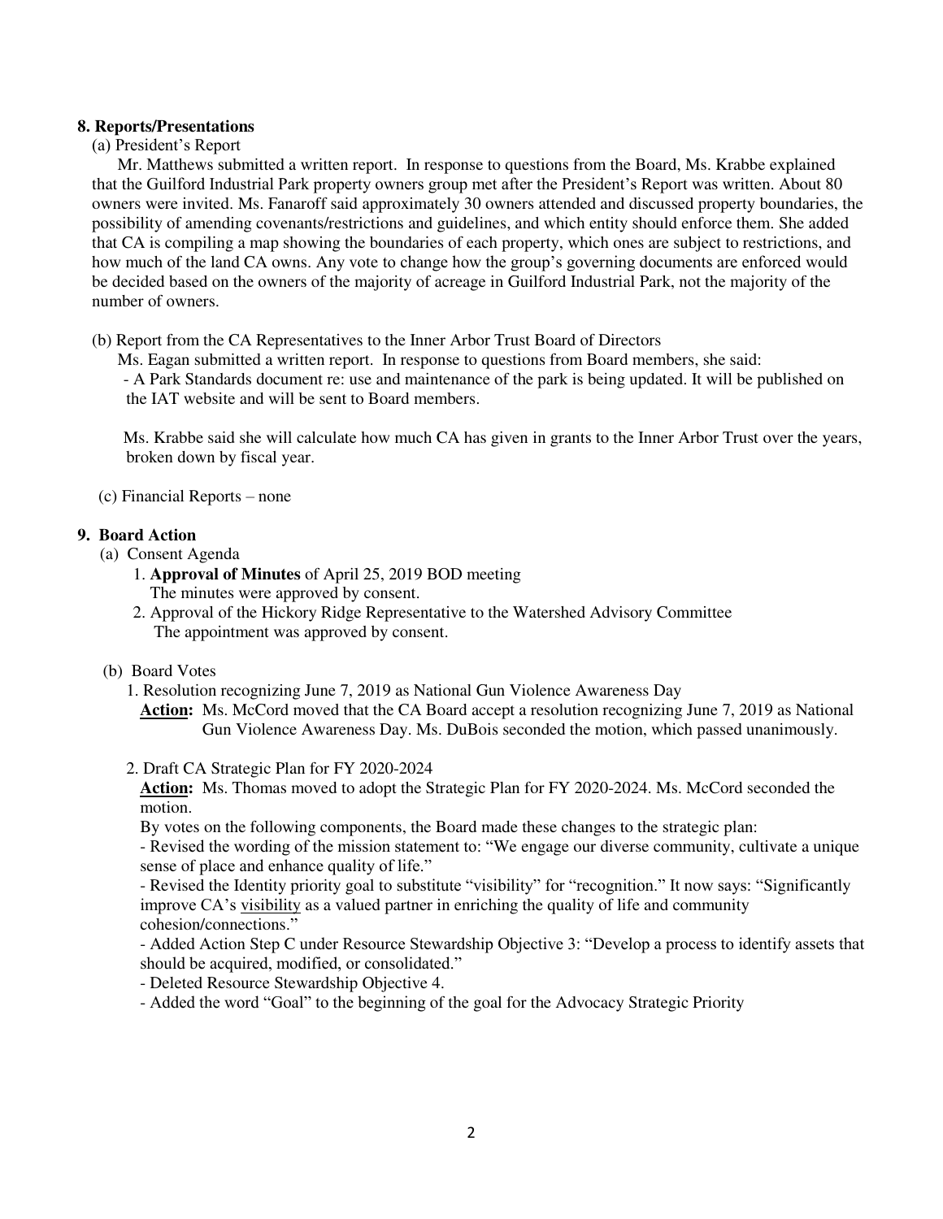**8. Reports/Presentations**

(a) President's Report

Mr. Matthews submitted a written report. In response to questions from the Board, Ms. Krabbe explained that the Guilford Industrial Park property owners group met after the President's Report was written. About 80 owners were invited. Ms. Fanaroff said approximately 30 owners attended and discussed property boundaries, the possibility of amending covenants/restrictions and guidelines, and which entity should enforce them. She added that CA is compiling a map showing the boundaries of each property, which ones are subject to restrictions, and how much of the land CA owns. Any vote to change how the group's governing documents are enforced would be decided based on the owners of the majority of acreage in Guilford Industrial Park, not the majority of the number of owners.

(b) Report from the CA Representatives to the Inner Arbor Trust Board of Directors

Ms. Eagan submitted a written report. In response to questions from Board members, she said:

- A Park Standards document re: use and maintenance of the park is being updated. It will be published on the IAT website and will be sent to Board members.

Ms. Krabbe said she will calculate how much CA has given in grants to the Inner Arbor Trust over the years, broken down by fiscal year.

(c) Financial Reports – none

**9. Board Action**

(a) Consent Agenda

1. **Approval of Minutes** of April 25, 2019 BOD meeting
   The minutes were approved by consent.
2. Approval of the Hickory Ridge Representative to the Watershed Advisory Committee
   The appointment was approved by consent.

(b) Board Votes

1. Resolution recognizing June 7, 2019 as National Gun Violence Awareness Day

   **Action:** Ms. McCord moved that the CA Board accept a resolution recognizing June 7, 2019 as National Gun Violence Awareness Day. Ms. DuBois seconded the motion, which passed unanimously.

2. Draft CA Strategic Plan for FY 2020-2024

   **Action:** Ms. Thomas moved to adopt the Strategic Plan for FY 2020-2024. Ms. McCord seconded the motion.

   By votes on the following components, the Board made these changes to the strategic plan:

   - Revised the wording of the mission statement to: "We engage our diverse community, cultivate a unique sense of place and enhance quality of life."
   - Revised the Identity priority goal to substitute "visibility" for "recognition." It now says: "Significantly improve CA's visibility as a valued partner in enriching the quality of life and community cohesion/connections."
   - Added Action Step C under Resource Stewardship Objective 3: "Develop a process to identify assets that should be acquired, modified, or consolidated."
   - Deleted Resource Stewardship Objective 4.
   - Added the word "Goal" to the beginning of the goal for the Advocacy Strategic Priority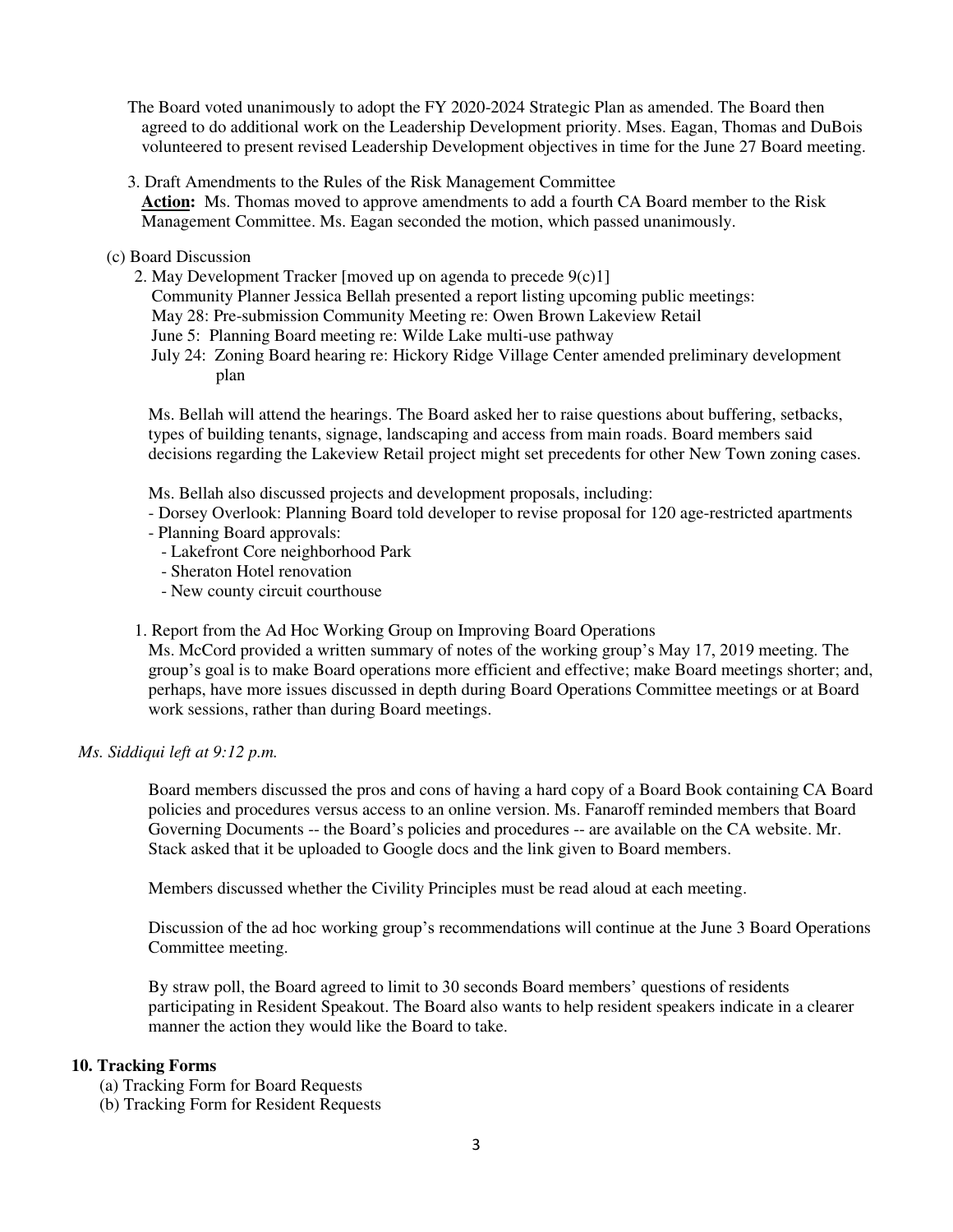The Board voted unanimously to adopt the FY 2020-2024 Strategic Plan as amended. The Board then agreed to do additional work on the Leadership Development priority. Mses. Eagan, Thomas and DuBois volunteered to present revised Leadership Development objectives in time for the June 27 Board meeting.

3. Draft Amendments to the Rules of the Risk Management Committee

**Action:** Ms. Thomas moved to approve amendments to add a fourth CA Board member to the Risk Management Committee. Ms. Eagan seconded the motion, which passed unanimously.

(c) Board Discussion

2. May Development Tracker [moved up on agenda to precede 9(c)1]

Community Planner Jessica Bellah presented a report listing upcoming public meetings:

May 28: Pre-submission Community Meeting re: Owen Brown Lakeview Retail
June 5: Planning Board meeting re: Wilde Lake multi-use pathway
July 24: Zoning Board hearing re: Hickory Ridge Village Center amended preliminary development plan

Ms. Bellah will attend the hearings. The Board asked her to raise questions about buffering, setbacks, types of building tenants, signage, landscaping and access from main roads. Board members said decisions regarding the Lakeview Retail project might set precedents for other New Town zoning cases.

Ms. Bellah also discussed projects and development proposals, including:

- Dorsey Overlook: Planning Board told developer to revise proposal for 120 age-restricted apartments
- Planning Board approvals:
  - Lakefront Core neighborhood Park
  - Sheraton Hotel renovation
  - New county circuit courthouse

1. Report from the Ad Hoc Working Group on Improving Board Operations

Ms. McCord provided a written summary of notes of the working group's May 17, 2019 meeting. The group's goal is to make Board operations more efficient and effective; make Board meetings shorter; and, perhaps, have more issues discussed in depth during Board Operations Committee meetings or at Board work sessions, rather than during Board meetings.

*Ms. Siddiqui left at 9:12 p.m.*

Board members discussed the pros and cons of having a hard copy of a Board Book containing CA Board policies and procedures versus access to an online version. Ms. Fanaroff reminded members that Board Governing Documents -- the Board's policies and procedures -- are available on the CA website. Mr. Stack asked that it be uploaded to Google docs and the link given to Board members.

Members discussed whether the Civility Principles must be read aloud at each meeting.

Discussion of the ad hoc working group's recommendations will continue at the June 3 Board Operations Committee meeting.

By straw poll, the Board agreed to limit to 30 seconds Board members' questions of residents participating in Resident Speakout. The Board also wants to help resident speakers indicate in a clearer manner the action they would like the Board to take.

## 10. Tracking Forms

(a) Tracking Form for Board Requests
(b) Tracking Form for Resident Requests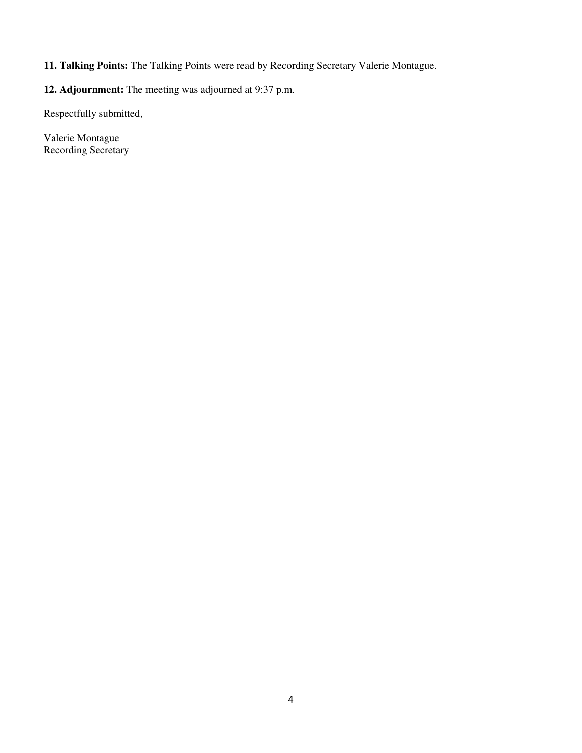**11. Talking Points:** The Talking Points were read by Recording Secretary Valerie Montague.

**12. Adjournment:** The meeting was adjourned at 9:37 p.m.

Respectfully submitted,

Valerie Montague
Recording Secretary